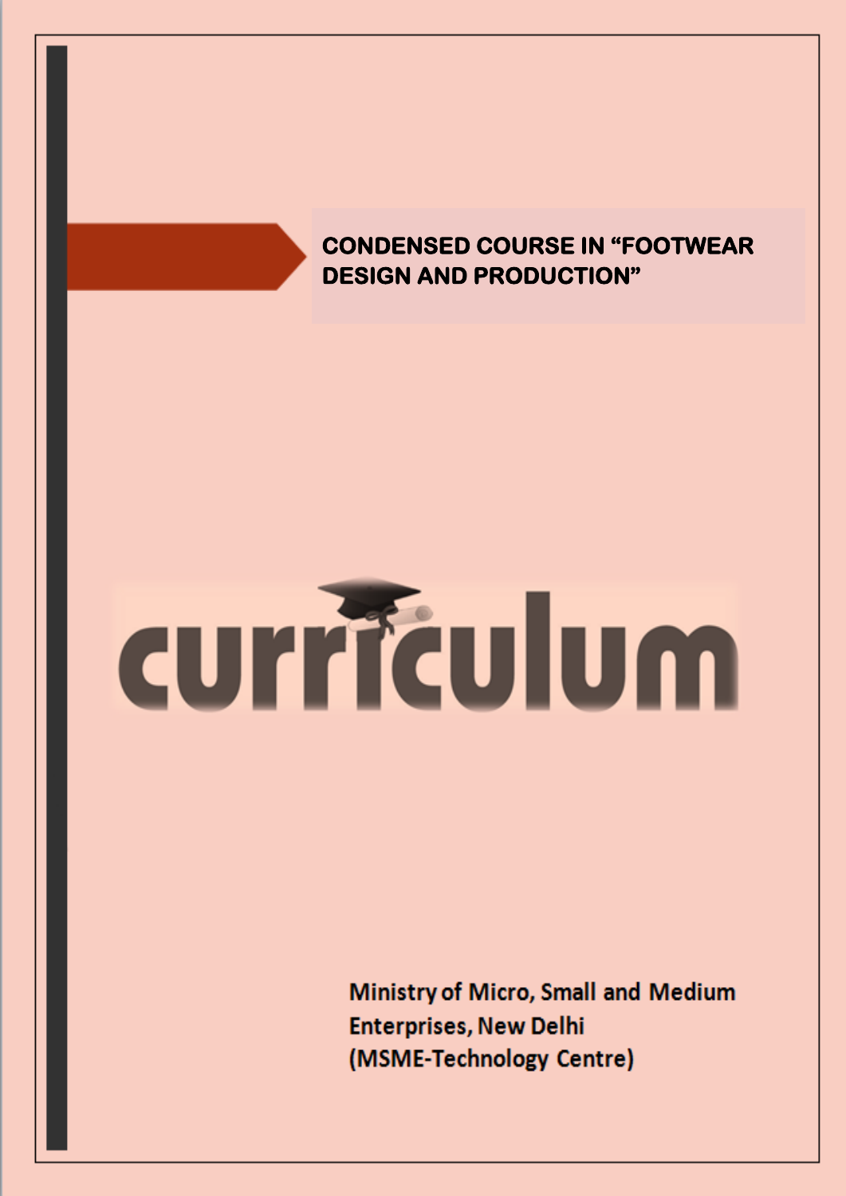# CONDENSED COURSE IN "FOOTWEAR DESIGN AND PRODUCTION"

curriculum

Ministry of Micro, Small and Medium Enterprises, New Delhi
(MSME-Technology Centre)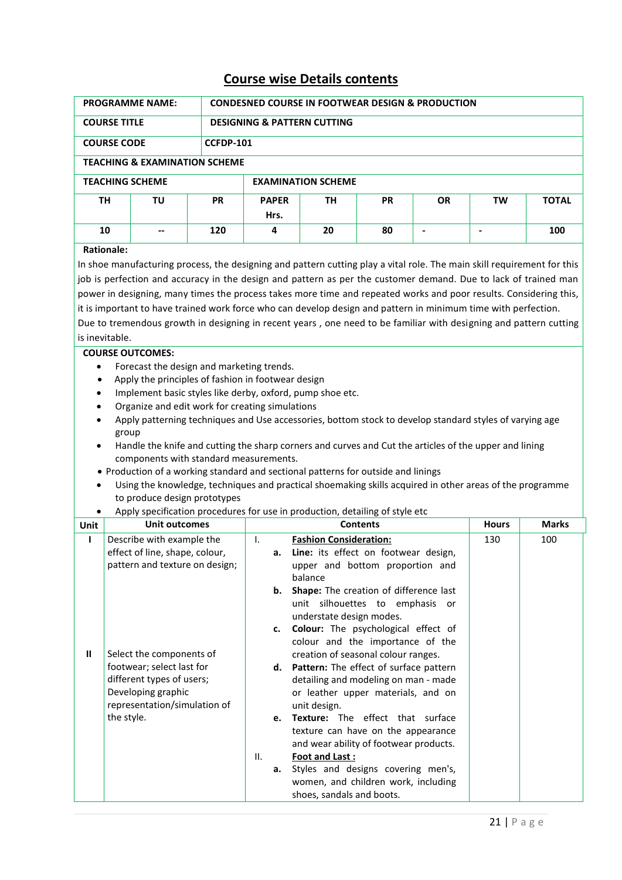## Course wise Details contents

| PROGRAMME NAME: | CONDESNED COURSE IN FOOTWEAR DESIGN & PRODUCTION |
|---|---|
| COURSE TITLE | DESIGNING & PATTERN CUTTING |
| COURSE CODE | CCFDP-101 |

**TEACHING & EXAMINATION SCHEME**

| TEACHING SCHEME | | | EXAMINATION SCHEME | | | | | |
|---|---|---|---|---|---|---|---|---|
| TH | TU | PR | PAPER Hrs. | TH | PR | OR | TW | TOTAL |
| 10 | -- | 120 | 4 | 20 | 80 | - | - | 100 |

**Rationale:**

In shoe manufacturing process, the designing and pattern cutting play a vital role. The main skill requirement for this job is perfection and accuracy in the design and pattern as per the customer demand. Due to lack of trained man power in designing, many times the process takes more time and repeated works and poor results. Considering this, it is important to have trained work force who can develop design and pattern in minimum time with perfection.
Due to tremendous growth in designing in recent years , one need to be familiar with designing and pattern cutting is inevitable.

**COURSE OUTCOMES:**

- Forecast the design and marketing trends.
- Apply the principles of fashion in footwear design
- Implement basic styles like derby, oxford, pump shoe etc.
- Organize and edit work for creating simulations
- Apply patterning techniques and Use accessories, bottom stock to develop standard styles of varying age group
- Handle the knife and cutting the sharp corners and curves and Cut the articles of the upper and lining components with standard measurements.
- Production of a working standard and sectional patterns for outside and linings
- Using the knowledge, techniques and practical shoemaking skills acquired in other areas of the programme to produce design prototypes
- Apply specification procedures for use in production, detailing of style etc

| Unit | Unit outcomes | Contents | Hours | Marks |
|---|---|---|---|---|
| I | Describe with example the effect of line, shape, colour, pattern and texture on design; | I. **Fashion Consideration:**<br>**a. Line:** its effect on footwear design, upper and bottom proportion and balance<br>**b. Shape:** The creation of difference last unit silhouettes to emphasis or understate design modes.<br>**c. Colour:** The psychological effect of colour and the importance of the creation of seasonal colour ranges.<br>**d. Pattern:** The effect of surface pattern detailing and modeling on man - made or leather upper materials, and on unit design.<br>**e. Texture:** The effect that surface texture can have on the appearance and wear ability of footwear products. | 130 | 100 |
| II | Select the components of footwear; select last for different types of users; Developing graphic representation/simulation of the style. | II. **Foot and Last :**<br>**a.** Styles and designs covering men's, women, and children work, including shoes, sandals and boots. | | |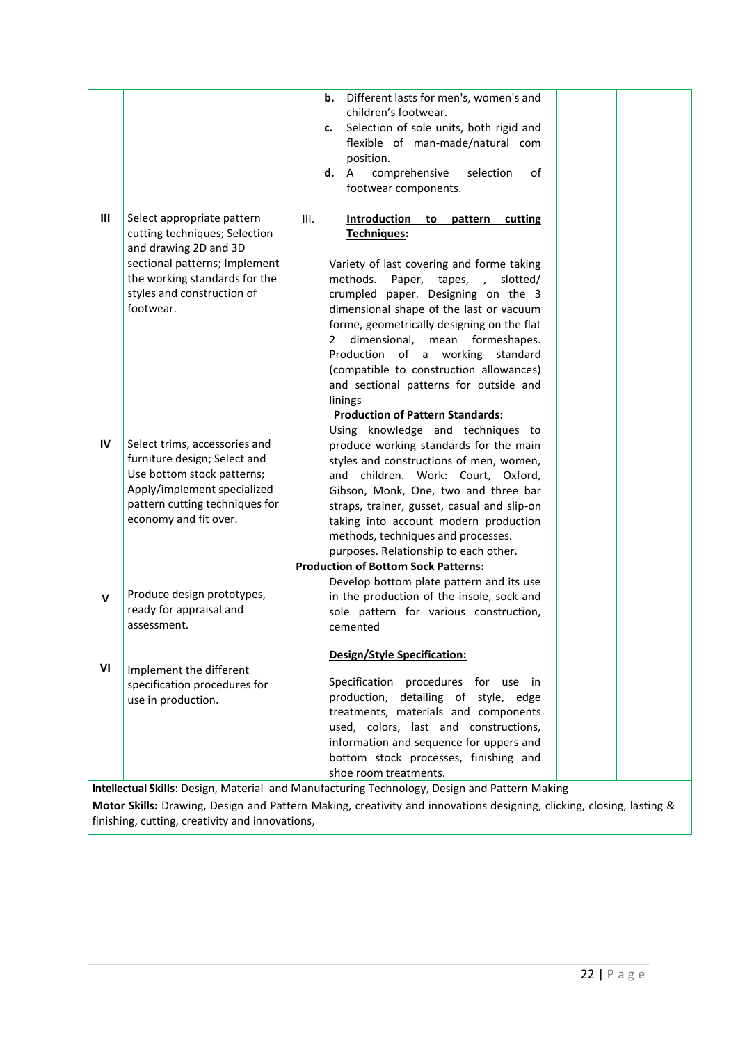| | | | | |
|---|---|---|---|---|
| | | **b.** Different lasts for men's, women's and children's footwear.<br>**c.** Selection of sole units, both rigid and flexible of man-made/natural com position.<br>**d.** A comprehensive selection of footwear components. | | |
| III | Select appropriate pattern cutting techniques; Selection and drawing 2D and 3D sectional patterns; Implement the working standards for the styles and construction of footwear. | III. **Introduction to pattern cutting Techniques:**<br><br>Variety of last covering and forme taking methods. Paper, tapes, , slotted/ crumpled paper. Designing on the 3 dimensional shape of the last or vacuum forme, geometrically designing on the flat 2 dimensional, mean formeshapes. Production of a working standard (compatible to construction allowances) and sectional patterns for outside and linings<br>**Production of Pattern Standards:**<br>Using knowledge and techniques to produce working standards for the main styles and constructions of men, women, and children. Work: Court, Oxford, Gibson, Monk, One, two and three bar straps, trainer, gusset, casual and slip-on taking into account modern production methods, techniques and processes. purposes. Relationship to each other. | | |
| IV | Select trims, accessories and furniture design; Select and Use bottom stock patterns; Apply/implement specialized pattern cutting techniques for economy and fit over. | **Production of Bottom Sock Patterns:**<br>Develop bottom plate pattern and its use in the production of the insole, sock and sole pattern for various construction, cemented | | |
| V | Produce design prototypes, ready for appraisal and assessment. | **Design/Style Specification:** | | |
| VI | Implement the different specification procedures for use in production. | Specification procedures for use in production, detailing of style, edge treatments, materials and components used, colors, last and constructions, information and sequence for uppers and bottom stock processes, finishing and shoe room treatments. | | |

**Intellectual Skills**: Design, Material and Manufacturing Technology, Design and Pattern Making

**Motor Skills:** Drawing, Design and Pattern Making, creativity and innovations designing, clicking, closing, lasting & finishing, cutting, creativity and innovations,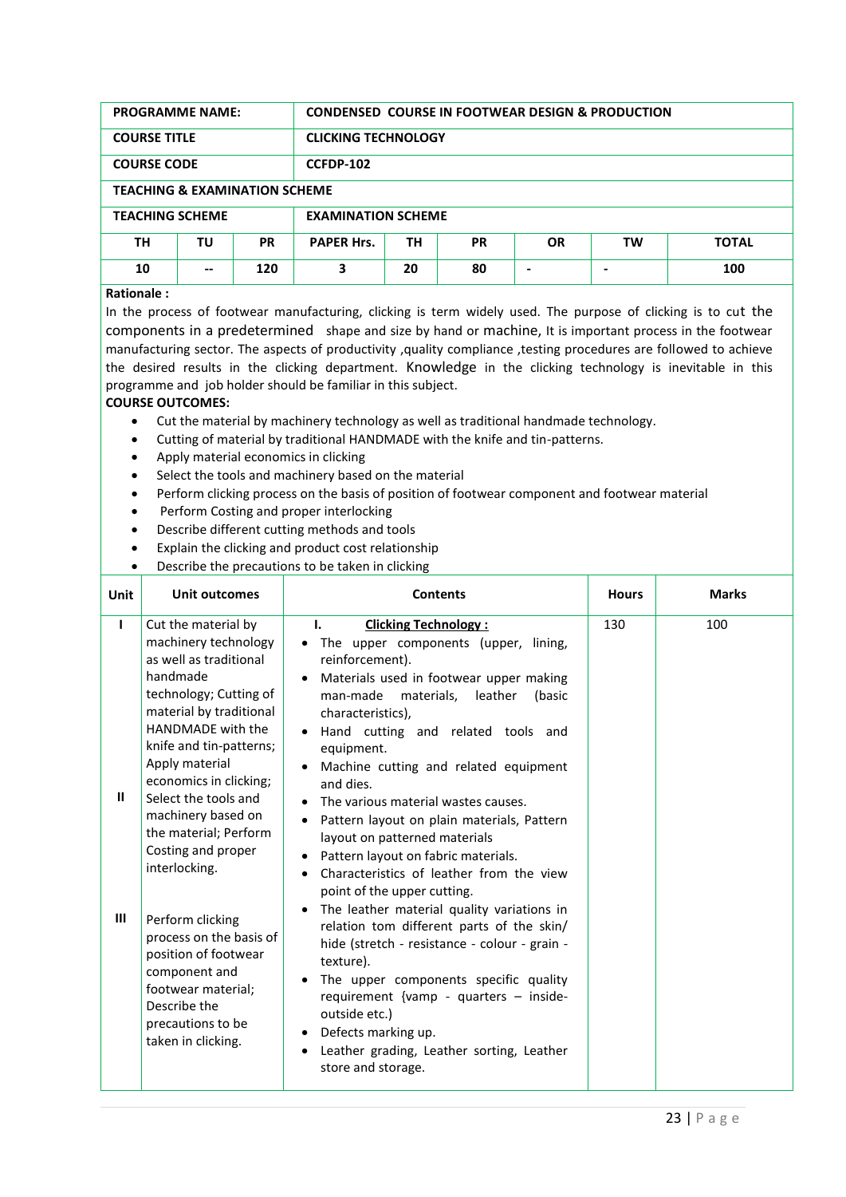| PROGRAMME NAME: | | | CONDENSED COURSE IN FOOTWEAR DESIGN & PRODUCTION | | | | | |
|---|---|---|---|---|---|---|---|---|
| **COURSE TITLE** | | | **CLICKING TECHNOLOGY** | | | | | |
| **COURSE CODE** | | | **CCFDP-102** | | | | | |
| **TEACHING & EXAMINATION SCHEME** | | | | | | | | |
| **TEACHING SCHEME** | | | **EXAMINATION SCHEME** | | | | | |
| **TH** | **TU** | **PR** | **PAPER Hrs.** | **TH** | **PR** | **OR** | **TW** | **TOTAL** |
| **10** | **--** | **120** | **3** | **20** | **80** | **-** | **-** | **100** |

**Rationale :**

In the process of footwear manufacturing, clicking is term widely used. The purpose of clicking is to cut the components in a predetermined shape and size by hand or machine, It is important process in the footwear manufacturing sector. The aspects of productivity ,quality compliance ,testing procedures are followed to achieve the desired results in the clicking department. Knowledge in the clicking technology is inevitable in this programme and job holder should be familiar in this subject.

**COURSE OUTCOMES:**

- Cut the material by machinery technology as well as traditional handmade technology.
- Cutting of material by traditional HANDMADE with the knife and tin-patterns.
- Apply material economics in clicking
- Select the tools and machinery based on the material
- Perform clicking process on the basis of position of footwear component and footwear material
- Perform Costing and proper interlocking
- Describe different cutting methods and tools
- Explain the clicking and product cost relationship
- Describe the precautions to be taken in clicking

| Unit | Unit outcomes | Contents | Hours | Marks |
|---|---|---|---|---|
| I<br><br>II<br><br>III | Cut the material by machinery technology as well as traditional handmade technology; Cutting of material by traditional HANDMADE with the knife and tin-patterns; Apply material economics in clicking; Select the tools and machinery based on the material; Perform Costing and proper interlocking.<br><br>Perform clicking process on the basis of position of footwear component and footwear material; Describe the precautions to be taken in clicking. | **I. Clicking Technology :**<br>• The upper components (upper, lining, reinforcement).<br>• Materials used in footwear upper making man-made materials, leather (basic characteristics),<br>• Hand cutting and related tools and equipment.<br>• Machine cutting and related equipment and dies.<br>• The various material wastes causes.<br>• Pattern layout on plain materials, Pattern layout on patterned materials<br>• Pattern layout on fabric materials.<br>• Characteristics of leather from the view point of the upper cutting.<br>• The leather material quality variations in relation tom different parts of the skin/ hide (stretch - resistance - colour - grain - texture).<br>• The upper components specific quality requirement {vamp - quarters – inside-outside etc.)<br>• Defects marking up.<br>• Leather grading, Leather sorting, Leather store and storage. | 130 | 100 |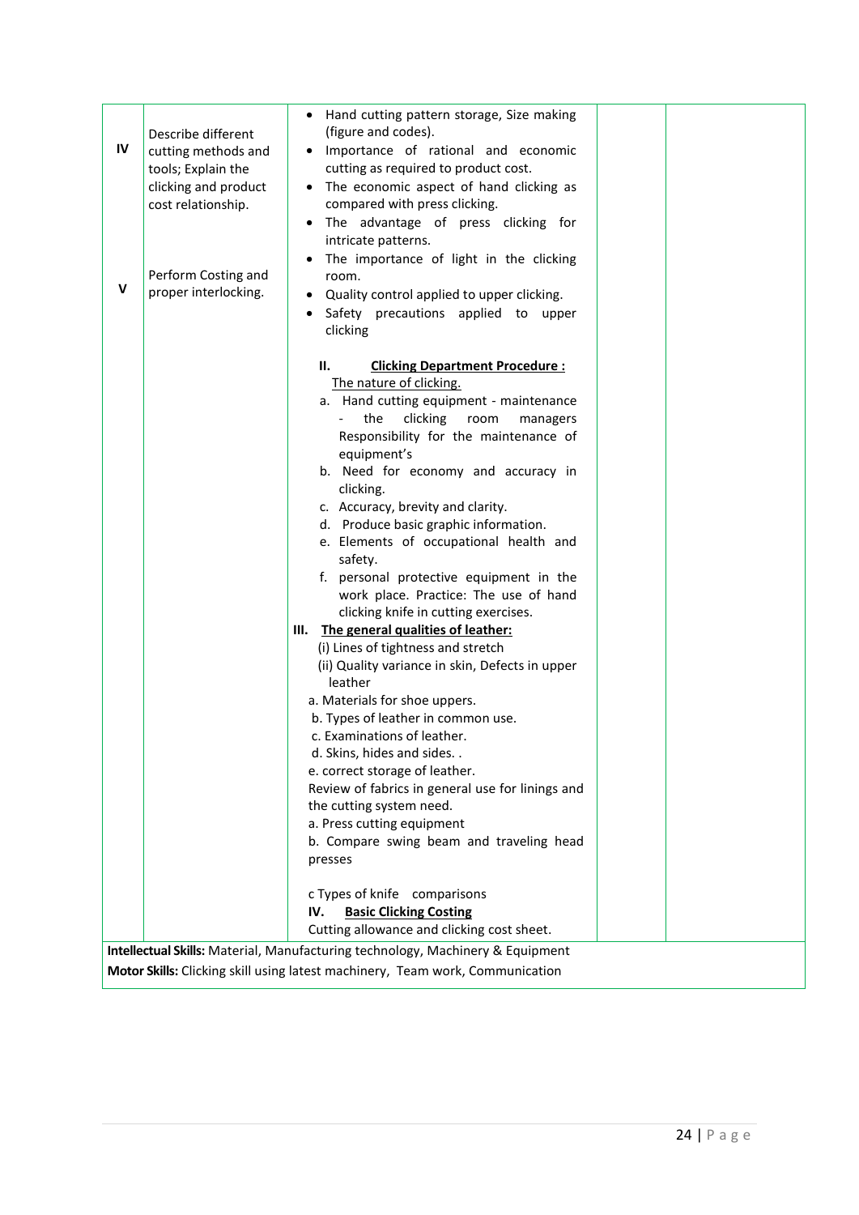| | | | | |
|---|---|---|---|---|
| IV<br><br>V | Describe different cutting methods and tools; Explain the clicking and product cost relationship.<br><br>Perform Costing and proper interlocking. | • Hand cutting pattern storage, Size making (figure and codes).<br>• Importance of rational and economic cutting as required to product cost.<br>• The economic aspect of hand clicking as compared with press clicking.<br>• The advantage of press clicking for intricate patterns.<br>• The importance of light in the clicking room.<br>• Quality control applied to upper clicking.<br>• Safety precautions applied to upper clicking<br><br>**II. <u>Clicking Department Procedure :</u>**<br><u>The nature of clicking.</u><br>a. Hand cutting equipment - maintenance - the clicking room managers Responsibility for the maintenance of equipment's<br>b. Need for economy and accuracy in clicking.<br>c. Accuracy, brevity and clarity.<br>d. Produce basic graphic information.<br>e. Elements of occupational health and safety.<br>f. personal protective equipment in the work place. Practice: The use of hand clicking knife in cutting exercises.<br>**III. <u>The general qualities of leather:</u>**<br>(i) Lines of tightness and stretch<br>(ii) Quality variance in skin, Defects in upper leather<br>a. Materials for shoe uppers.<br>b. Types of leather in common use.<br>c. Examinations of leather.<br>d. Skins, hides and sides. .<br>e. correct storage of leather.<br>Review of fabrics in general use for linings and the cutting system need.<br>a. Press cutting equipment<br>b. Compare swing beam and traveling head presses<br><br>c Types of knife comparisons<br>**IV. <u>Basic Clicking Costing</u>**<br>Cutting allowance and clicking cost sheet. | | |

**Intellectual Skills:** Material, Manufacturing technology, Machinery & Equipment

**Motor Skills:** Clicking skill using latest machinery, Team work, Communication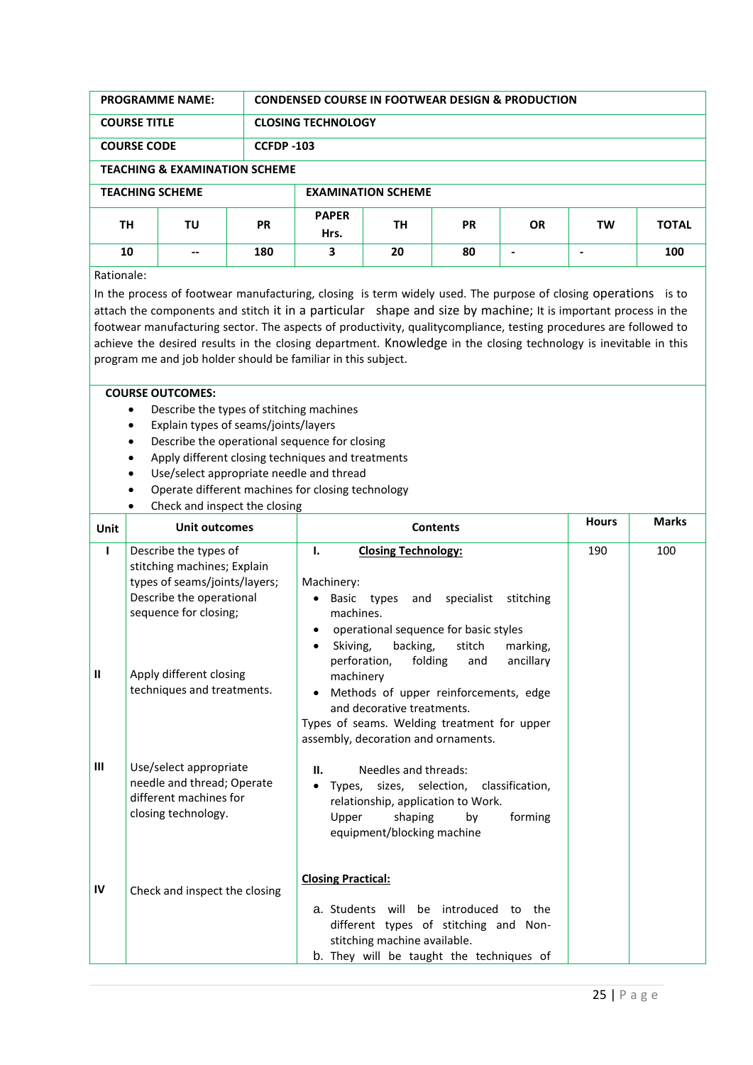| PROGRAMME NAME: | CONDENSED COURSE IN FOOTWEAR DESIGN & PRODUCTION |
|---|---|
| COURSE TITLE | CLOSING TECHNOLOGY |
| COURSE CODE | CCFDP -103 |

**TEACHING & EXAMINATION SCHEME**

| TEACHING SCHEME | | | EXAMINATION SCHEME | | | | | |
|---|---|---|---|---|---|---|---|---|
| TH | TU | PR | PAPER Hrs. | TH | PR | OR | TW | TOTAL |
| 10 | -- | 180 | 3 | 20 | 80 | - | - | 100 |

Rationale:

In the process of footwear manufacturing, closing is term widely used. The purpose of closing operations is to attach the components and stitch it in a particular shape and size by machine; It is important process in the footwear manufacturing sector. The aspects of productivity, qualitycompliance, testing procedures are followed to achieve the desired results in the closing department. Knowledge in the closing technology is inevitable in this program me and job holder should be familiar in this subject.

**COURSE OUTCOMES:**

- Describe the types of stitching machines
- Explain types of seams/joints/layers
- Describe the operational sequence for closing
- Apply different closing techniques and treatments
- Use/select appropriate needle and thread
- Operate different machines for closing technology
- Check and inspect the closing

| Unit | Unit outcomes | Contents | Hours | Marks |
|---|---|---|---|---|
| I | Describe the types of stitching machines; Explain types of seams/joints/layers; Describe the operational sequence for closing; | I. **Closing Technology:**<br><br>Machinery:<br>• Basic types and specialist stitching machines.<br>• operational sequence for basic styles<br>• Skiving, backing, stitch marking, perforation, folding and ancillary machinery | 190 | 100 |
| II | Apply different closing techniques and treatments. | • Methods of upper reinforcements, edge and decorative treatments.<br>Types of seams. Welding treatment for upper assembly, decoration and ornaments. | | |
| III | Use/select appropriate needle and thread; Operate different machines for closing technology. | II. Needles and threads:<br>• Types, sizes, selection, classification, relationship, application to Work.<br>Upper shaping by forming equipment/blocking machine | | |
| IV | Check and inspect the closing | **Closing Practical:**<br><br>a. Students will be introduced to the different types of stitching and Non-stitching machine available.<br>b. They will be taught the techniques of | | |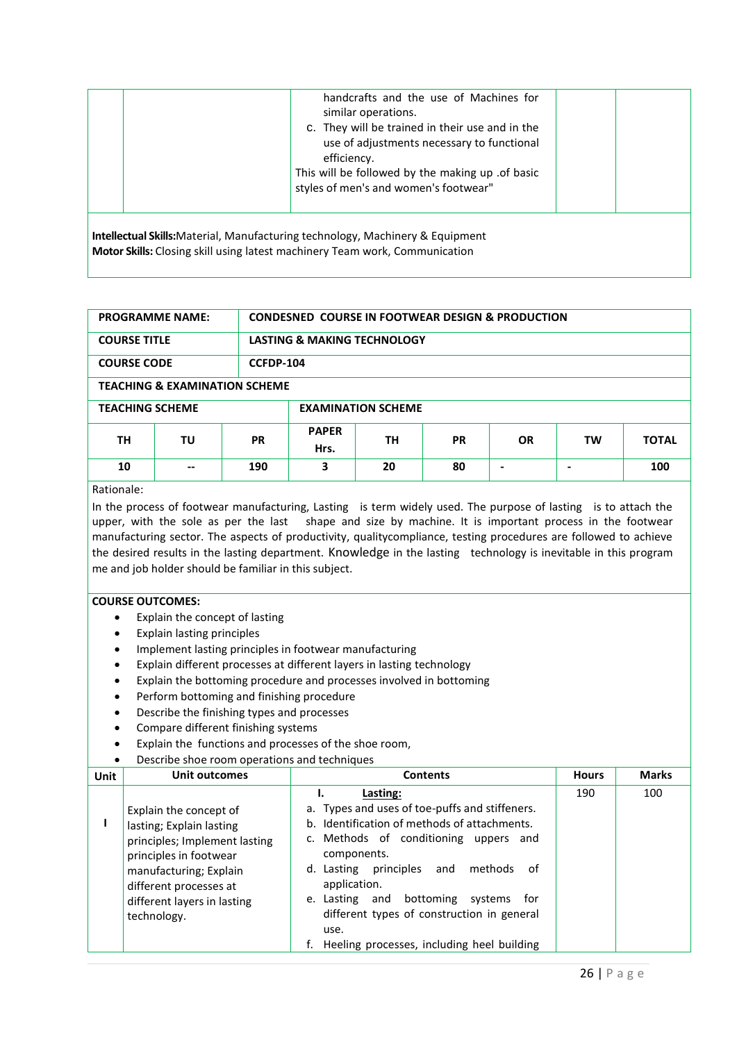| | | handcrafts and the use of Machines for similar operations.<br>c. They will be trained in their use and in the use of adjustments necessary to functional efficiency.<br>This will be followed by the making up .of basic styles of men's and women's footwear" | | |
|---|---|---|---|---|

**Intellectual Skills:** Material, Manufacturing technology, Machinery & Equipment
**Motor Skills:** Closing skill using latest machinery Team work, Communication

| **PROGRAMME NAME:** | **CONDESNED COURSE IN FOOTWEAR DESIGN & PRODUCTION** |
|---|---|
| **COURSE TITLE** | **LASTING & MAKING TECHNOLOGY** |
| **COURSE CODE** | **CCFDP-104** |

**TEACHING & EXAMINATION SCHEME**

| TEACHING SCHEME | | | EXAMINATION SCHEME | | | | | |
|---|---|---|---|---|---|---|---|---|
| **TH** | **TU** | **PR** | **PAPER Hrs.** | **TH** | **PR** | **OR** | **TW** | **TOTAL** |
| **10** | **--** | **190** | **3** | **20** | **80** | **-** | **-** | **100** |

Rationale:

In the process of footwear manufacturing, Lasting is term widely used. The purpose of lasting is to attach the upper, with the sole as per the last shape and size by machine. It is important process in the footwear manufacturing sector. The aspects of productivity, qualitycompliance, testing procedures are followed to achieve the desired results in the lasting department. Knowledge in the lasting technology is inevitable in this program me and job holder should be familiar in this subject.

**COURSE OUTCOMES:**

- Explain the concept of lasting
- Explain lasting principles
- Implement lasting principles in footwear manufacturing
- Explain different processes at different layers in lasting technology
- Explain the bottoming procedure and processes involved in bottoming
- Perform bottoming and finishing procedure
- Describe the finishing types and processes
- Compare different finishing systems
- Explain the functions and processes of the shoe room,
- Describe shoe room operations and techniques

| Unit | Unit outcomes | Contents | Hours | Marks |
|---|---|---|---|---|
| I | Explain the concept of lasting; Explain lasting principles; Implement lasting principles in footwear manufacturing; Explain different processes at different layers in lasting technology. | **I. Lasting:**<br>a. Types and uses of toe-puffs and stiffeners.<br>b. Identification of methods of attachments.<br>c. Methods of conditioning uppers and components.<br>d. Lasting principles and methods of application.<br>e. Lasting and bottoming systems for different types of construction in general use.<br>f. Heeling processes, including heel building | 190 | 100 |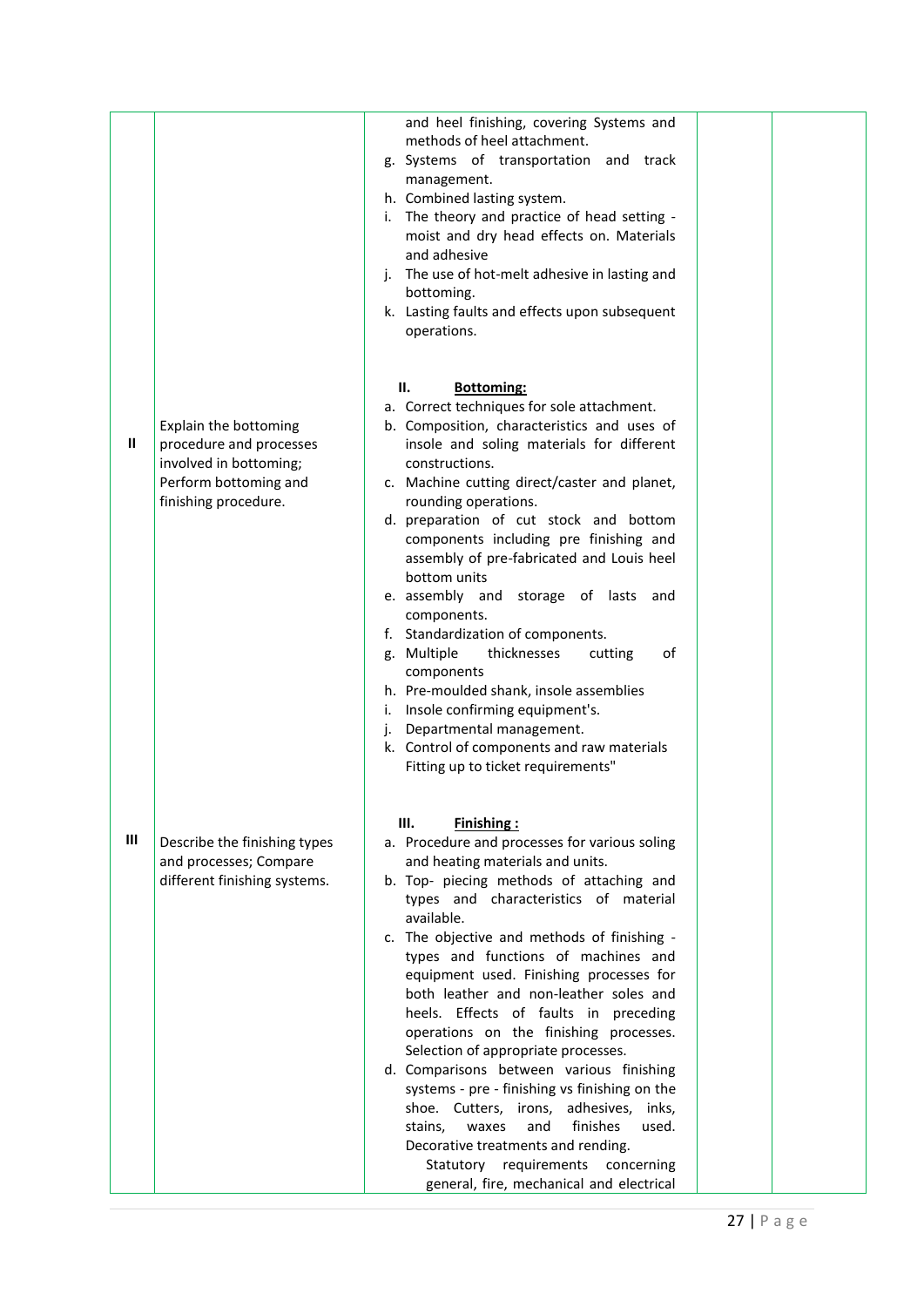| | | | | |
|---|---|---|---|---|
| | | and heel finishing, covering Systems and methods of heel attachment.<br>g. Systems of transportation and track management.<br>h. Combined lasting system.<br>i. The theory and practice of head setting - moist and dry head effects on. Materials and adhesive<br>j. The use of hot-melt adhesive in lasting and bottoming.<br>k. Lasting faults and effects upon subsequent operations. | | |
| II | Explain the bottoming procedure and processes involved in bottoming; Perform bottoming and finishing procedure. | **II. Bottoming:**<br>a. Correct techniques for sole attachment.<br>b. Composition, characteristics and uses of insole and soling materials for different constructions.<br>c. Machine cutting direct/caster and planet, rounding operations.<br>d. preparation of cut stock and bottom components including pre finishing and assembly of pre-fabricated and Louis heel bottom units<br>e. assembly and storage of lasts and components.<br>f. Standardization of components.<br>g. Multiple thicknesses cutting of components<br>h. Pre-moulded shank, insole assemblies<br>i. Insole confirming equipment's.<br>j. Departmental management.<br>k. Control of components and raw materials Fitting up to ticket requirements" | | |
| III | Describe the finishing types and processes; Compare different finishing systems. | **III. Finishing :**<br>a. Procedure and processes for various soling and heating materials and units.<br>b. Top- piecing methods of attaching and types and characteristics of material available.<br>c. The objective and methods of finishing - types and functions of machines and equipment used. Finishing processes for both leather and non-leather soles and heels. Effects of faults in preceding operations on the finishing processes. Selection of appropriate processes.<br>d. Comparisons between various finishing systems - pre - finishing vs finishing on the shoe. Cutters, irons, adhesives, inks, stains, waxes and finishes used. Decorative treatments and rending.<br>Statutory requirements concerning general, fire, mechanical and electrical | | |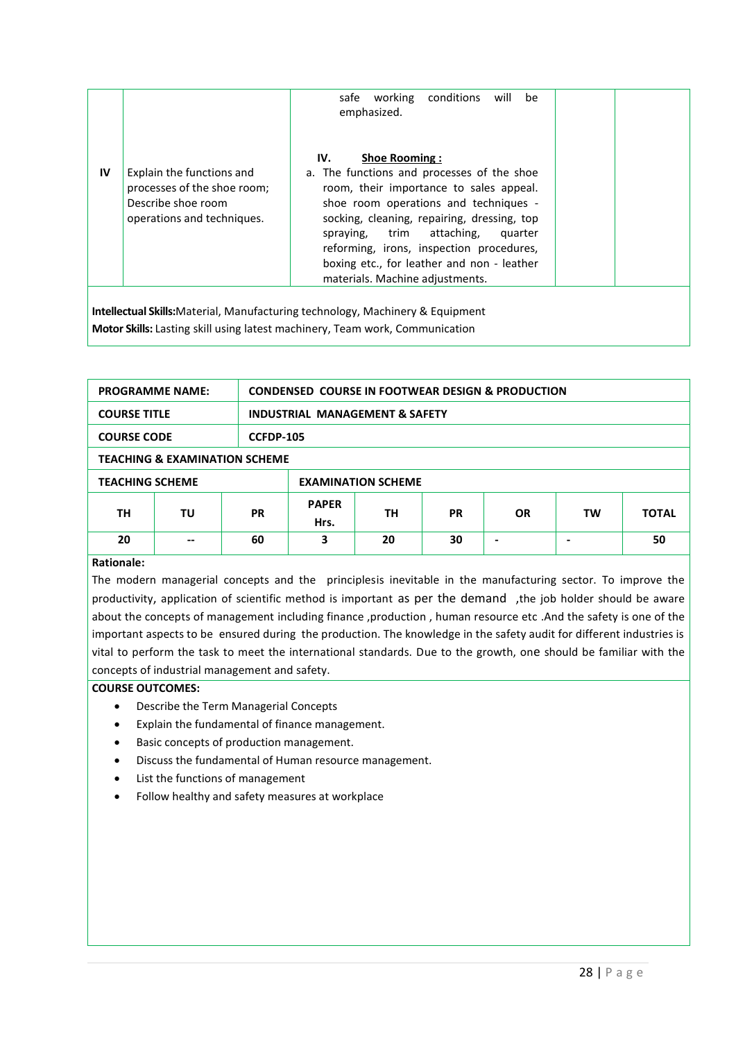| | | | | |
|---|---|---|---|---|
| | | safe working conditions will be emphasized. | | |
| IV | Explain the functions and processes of the shoe room; Describe shoe room operations and techniques. | **IV. Shoe Rooming :**<br>a. The functions and processes of the shoe room, their importance to sales appeal. shoe room operations and techniques - socking, cleaning, repairing, dressing, top spraying, trim attaching, quarter reforming, irons, inspection procedures, boxing etc., for leather and non - leather materials. Machine adjustments. | | |

**Intellectual Skills:**Material, Manufacturing technology, Machinery & Equipment
**Motor Skills:** Lasting skill using latest machinery, Team work, Communication

| **PROGRAMME NAME:** | **CONDENSED COURSE IN FOOTWEAR DESIGN & PRODUCTION** |
|---|---|
| **COURSE TITLE** | **INDUSTRIAL MANAGEMENT & SAFETY** |
| **COURSE CODE** | **CCFDP-105** |

**TEACHING & EXAMINATION SCHEME**

| **TEACHING SCHEME** | | | **EXAMINATION SCHEME** | | | | | |
|---|---|---|---|---|---|---|---|---|
| **TH** | **TU** | **PR** | **PAPER Hrs.** | **TH** | **PR** | **OR** | **TW** | **TOTAL** |
| **20** | **--** | **60** | **3** | **20** | **30** | **-** | **-** | **50** |

**Rationale:**

The modern managerial concepts and the principlesis inevitable in the manufacturing sector. To improve the productivity, application of scientific method is important as per the demand ,the job holder should be aware about the concepts of management including finance ,production , human resource etc .And the safety is one of the important aspects to be ensured during the production. The knowledge in the safety audit for different industries is vital to perform the task to meet the international standards. Due to the growth, one should be familiar with the concepts of industrial management and safety.

**COURSE OUTCOMES:**

- Describe the Term Managerial Concepts
- Explain the fundamental of finance management.
- Basic concepts of production management.
- Discuss the fundamental of Human resource management.
- List the functions of management
- Follow healthy and safety measures at workplace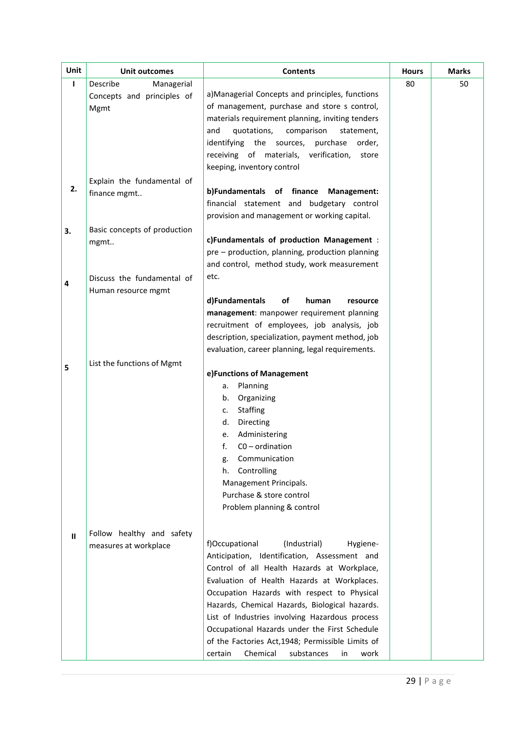| Unit | Unit outcomes | Contents | Hours | Marks |
|---|---|---|---|---|
| I | Describe Managerial Concepts and principles of Mgmt | a)Managerial Concepts and principles, functions of management, purchase and store s control, materials requirement planning, inviting tenders and quotations, comparison statement, identifying the sources, purchase order, receiving of materials, verification, store keeping, inventory control | 80 | 50 |
| 2. | Explain the fundamental of finance mgmt.. | **b)Fundamentals of finance Management:** financial statement and budgetary control provision and management or working capital. | | |
| 3. | Basic concepts of production mgmt.. | **c)Fundamentals of production Management** : pre – production, planning, production planning and control, method study, work measurement etc. | | |
| 4 | Discuss the fundamental of Human resource mgmt | **d)Fundamentals of human resource management**: manpower requirement planning recruitment of employees, job analysis, job description, specialization, payment method, job evaluation, career planning, legal requirements. | | |
| 5 | List the functions of Mgmt | **e)Functions of Management**<br>a. Planning<br>b. Organizing<br>c. Staffing<br>d. Directing<br>e. Administering<br>f. C0 – ordination<br>g. Communication<br>h. Controlling<br>Management Principals.<br>Purchase & store control<br>Problem planning & control | | |
| II | Follow healthy and safety measures at workplace | f)Occupational (Industrial) Hygiene- Anticipation, Identification, Assessment and Control of all Health Hazards at Workplace, Evaluation of Health Hazards at Workplaces. Occupation Hazards with respect to Physical Hazards, Chemical Hazards, Biological hazards. List of Industries involving Hazardous process Occupational Hazards under the First Schedule of the Factories Act,1948; Permissible Limits of certain Chemical substances in work | | |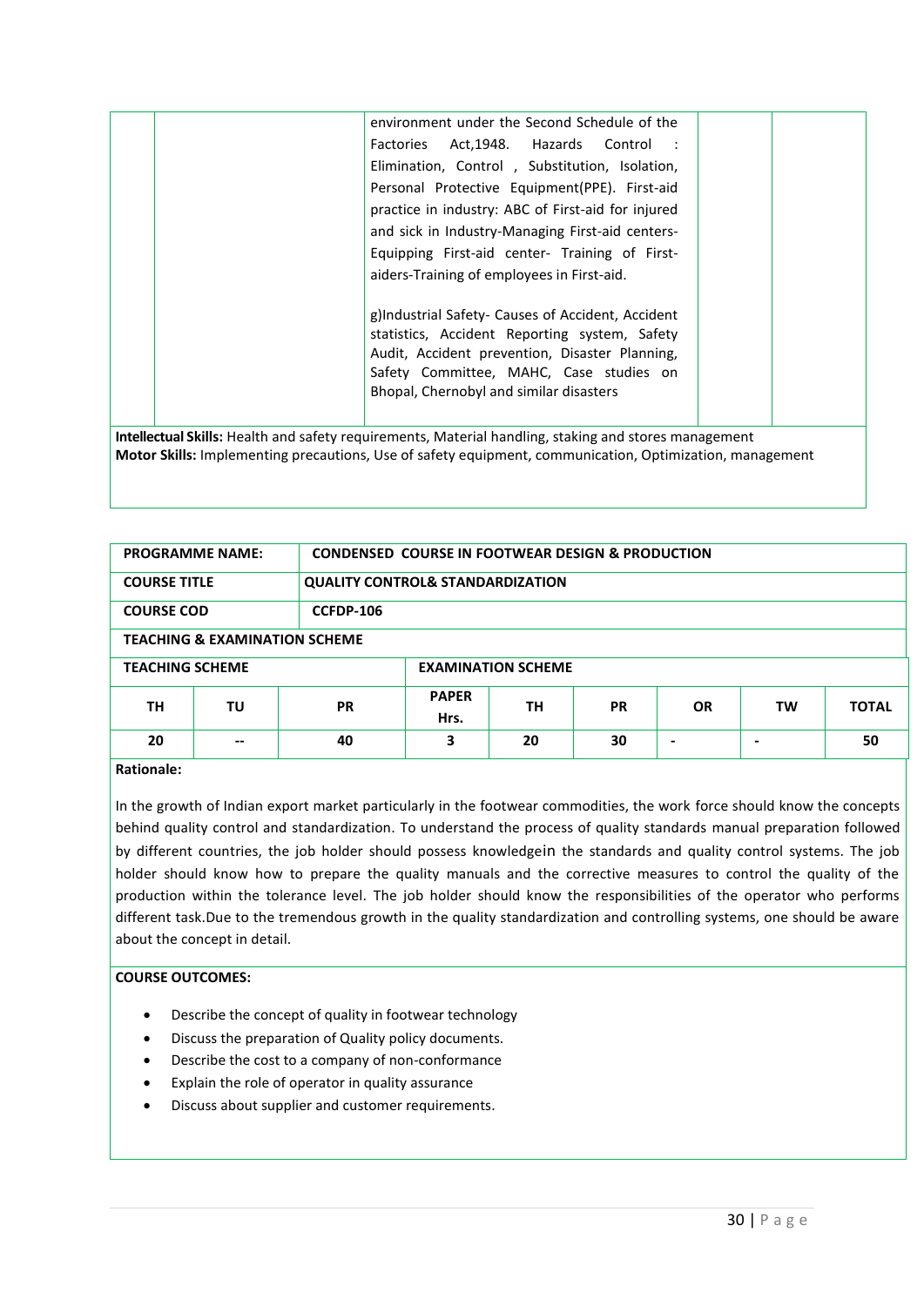| | | environment under the Second Schedule of the Factories Act,1948. Hazards Control : Elimination, Control , Substitution, Isolation, Personal Protective Equipment(PPE). First-aid practice in industry: ABC of First-aid for injured and sick in Industry-Managing First-aid centers-Equipping First-aid center- Training of First-aiders-Training of employees in First-aid.<br><br>g)Industrial Safety- Causes of Accident, Accident statistics, Accident Reporting system, Safety Audit, Accident prevention, Disaster Planning, Safety Committee, MAHC, Case studies on Bhopal, Chernobyl and similar disasters | | |
|---|---|---|---|---|

**Intellectual Skills:** Health and safety requirements, Material handling, staking and stores management
**Motor Skills:** Implementing precautions, Use of safety equipment, communication, Optimization, management

| PROGRAMME NAME: | CONDENSED COURSE IN FOOTWEAR DESIGN & PRODUCTION | | | | | | | |
|---|---|---|---|---|---|---|---|---|
| **COURSE TITLE** | **QUALITY CONTROL& STANDARDIZATION** | | | | | | | |
| **COURSE COD** | **CCFDP-106** | | | | | | | |
| **TEACHING & EXAMINATION SCHEME** | | | | | | | | |
| **TEACHING SCHEME** | | | **EXAMINATION SCHEME** | | | | | |
| **TH** | **TU** | **PR** | **PAPER Hrs.** | **TH** | **PR** | **OR** | **TW** | **TOTAL** |
| 20 | -- | 40 | 3 | 20 | 30 | - | - | 50 |

**Rationale:**

In the growth of Indian export market particularly in the footwear commodities, the work force should know the concepts behind quality control and standardization. To understand the process of quality standards manual preparation followed by different countries, the job holder should possess knowledgein the standards and quality control systems. The job holder should know how to prepare the quality manuals and the corrective measures to control the quality of the production within the tolerance level. The job holder should know the responsibilities of the operator who performs different task.Due to the tremendous growth in the quality standardization and controlling systems, one should be aware about the concept in detail.

**COURSE OUTCOMES:**

- Describe the concept of quality in footwear technology
- Discuss the preparation of Quality policy documents.
- Describe the cost to a company of non-conformance
- Explain the role of operator in quality assurance
- Discuss about supplier and customer requirements.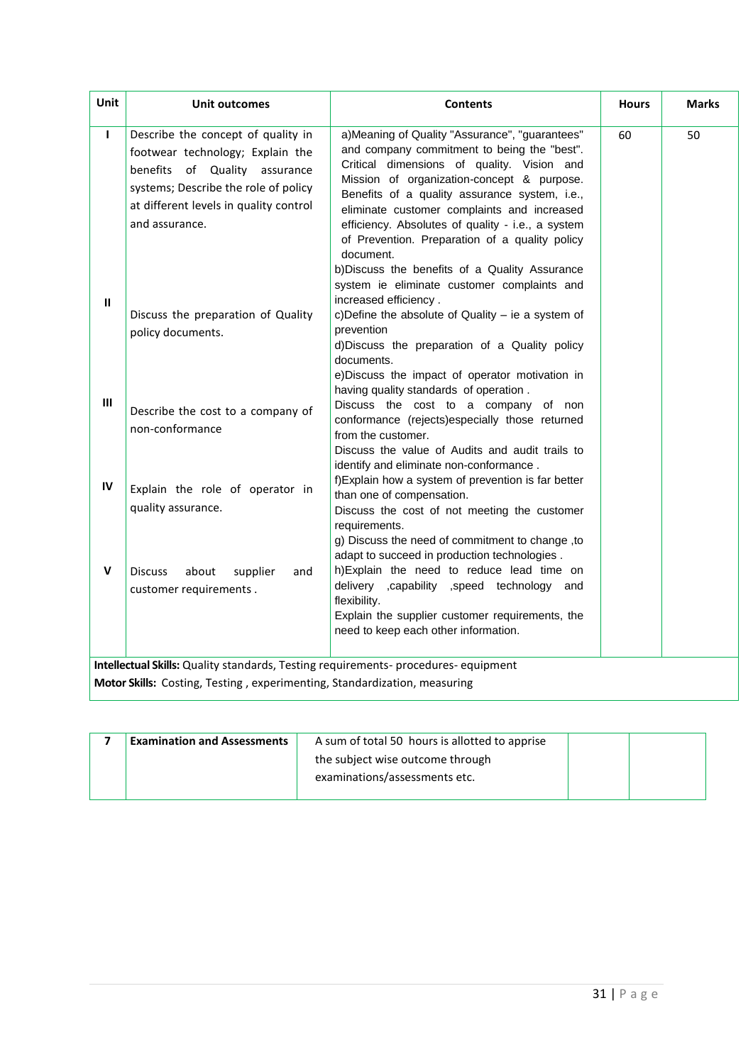| Unit | Unit outcomes | Contents | Hours | Marks |
|---|---|---|---|---|
| I | Describe the concept of quality in footwear technology; Explain the benefits of Quality assurance systems; Describe the role of policy at different levels in quality control and assurance. | a)Meaning of Quality "Assurance", "guarantees" and company commitment to being the "best". Critical dimensions of quality. Vision and Mission of organization-concept & purpose. Benefits of a quality assurance system, i.e., eliminate customer complaints and increased efficiency. Absolutes of quality - i.e., a system of Prevention. Preparation of a quality policy document.<br>b)Discuss the benefits of a Quality Assurance system ie eliminate customer complaints and increased efficiency . | 60 | 50 |
| II | Discuss the preparation of Quality policy documents. | c)Define the absolute of Quality – ie a system of prevention<br>d)Discuss the preparation of a Quality policy documents.<br>e)Discuss the impact of operator motivation in having quality standards of operation . | | |
| III | Describe the cost to a company of non-conformance | Discuss the cost to a company of non conformance (rejects)especially those returned from the customer.<br>Discuss the value of Audits and audit trails to identify and eliminate non-conformance . | | |
| IV | Explain the role of operator in quality assurance. | f)Explain how a system of prevention is far better than one of compensation.<br>Discuss the cost of not meeting the customer requirements.<br>g) Discuss the need of commitment to change ,to adapt to succeed in production technologies . | | |
| V | Discuss about supplier and customer requirements . | h)Explain the need to reduce lead time on delivery ,capability ,speed technology and flexibility.<br>Explain the supplier customer requirements, the need to keep each other information. | | |

**Intellectual Skills:** Quality standards, Testing requirements- procedures- equipment

**Motor Skills:** Costing, Testing , experimenting, Standardization, measuring

| 7 | Examination and Assessments | A sum of total 50 hours is allotted to apprise the subject wise outcome through examinations/assessments etc. | | |
|---|---|---|---|---|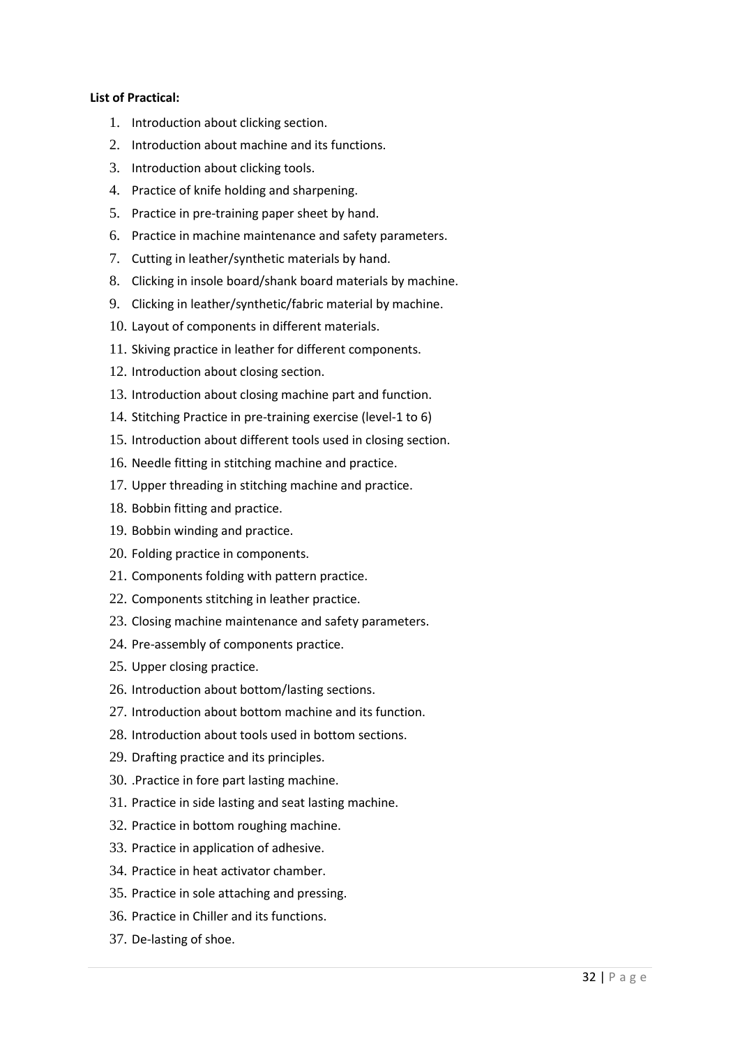**List of Practical:**

1. Introduction about clicking section.
2. Introduction about machine and its functions.
3. Introduction about clicking tools.
4. Practice of knife holding and sharpening.
5. Practice in pre-training paper sheet by hand.
6. Practice in machine maintenance and safety parameters.
7. Cutting in leather/synthetic materials by hand.
8. Clicking in insole board/shank board materials by machine.
9. Clicking in leather/synthetic/fabric material by machine.
10. Layout of components in different materials.
11. Skiving practice in leather for different components.
12. Introduction about closing section.
13. Introduction about closing machine part and function.
14. Stitching Practice in pre-training exercise (level-1 to 6)
15. Introduction about different tools used in closing section.
16. Needle fitting in stitching machine and practice.
17. Upper threading in stitching machine and practice.
18. Bobbin fitting and practice.
19. Bobbin winding and practice.
20. Folding practice in components.
21. Components folding with pattern practice.
22. Components stitching in leather practice.
23. Closing machine maintenance and safety parameters.
24. Pre-assembly of components practice.
25. Upper closing practice.
26. Introduction about bottom/lasting sections.
27. Introduction about bottom machine and its function.
28. Introduction about tools used in bottom sections.
29. Drafting practice and its principles.
30. .Practice in fore part lasting machine.
31. Practice in side lasting and seat lasting machine.
32. Practice in bottom roughing machine.
33. Practice in application of adhesive.
34. Practice in heat activator chamber.
35. Practice in sole attaching and pressing.
36. Practice in Chiller and its functions.
37. De-lasting of shoe.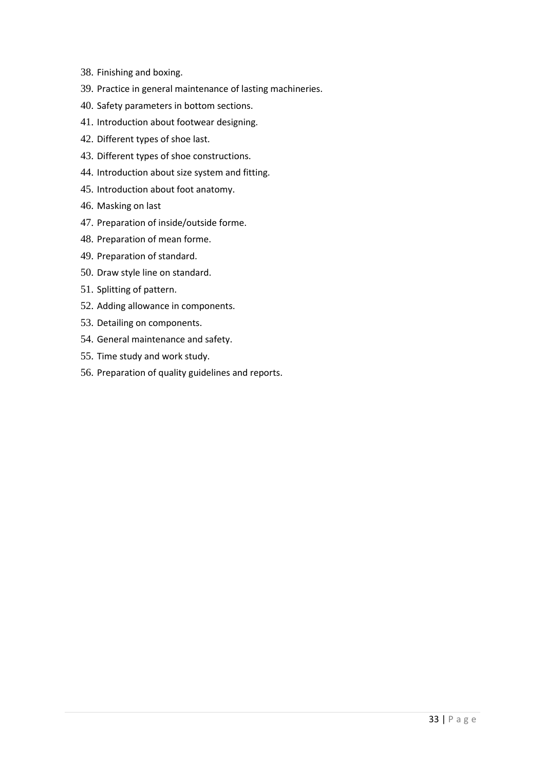38. Finishing and boxing.
39. Practice in general maintenance of lasting machineries.
40. Safety parameters in bottom sections.
41. Introduction about footwear designing.
42. Different types of shoe last.
43. Different types of shoe constructions.
44. Introduction about size system and fitting.
45. Introduction about foot anatomy.
46. Masking on last
47. Preparation of inside/outside forme.
48. Preparation of mean forme.
49. Preparation of standard.
50. Draw style line on standard.
51. Splitting of pattern.
52. Adding allowance in components.
53. Detailing on components.
54. General maintenance and safety.
55. Time study and work study.
56. Preparation of quality guidelines and reports.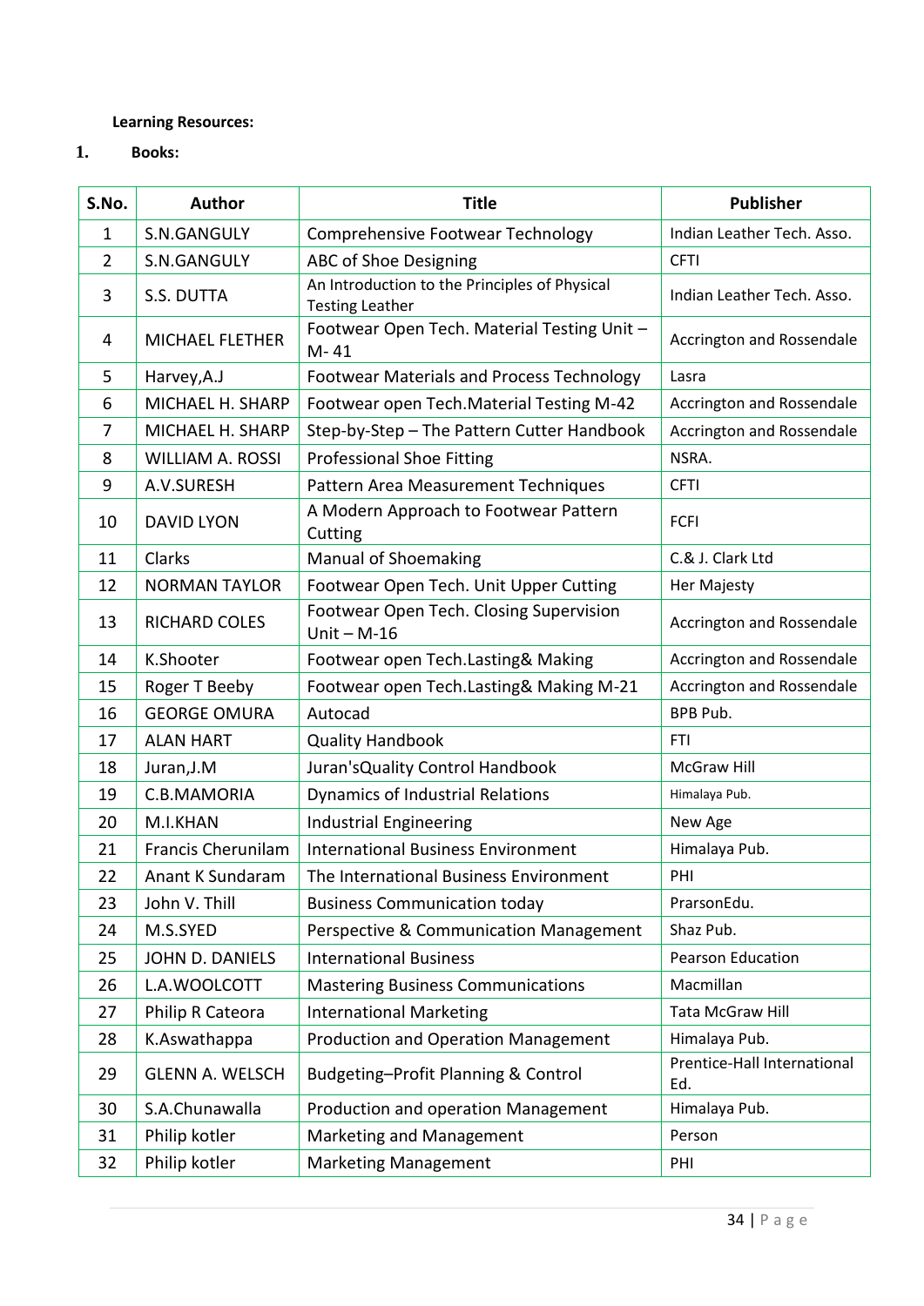**Learning Resources:**

1. **Books:**

| S.No. | Author | Title | Publisher |
|---|---|---|---|
| 1 | S.N.GANGULY | Comprehensive Footwear Technology | Indian Leather Tech. Asso. |
| 2 | S.N.GANGULY | ABC of Shoe Designing | CFTI |
| 3 | S.S. DUTTA | An Introduction to the Principles of Physical Testing Leather | Indian Leather Tech. Asso. |
| 4 | MICHAEL FLETHER | Footwear Open Tech. Material Testing Unit – M- 41 | Accrington and Rossendale |
| 5 | Harvey,A.J | Footwear Materials and Process Technology | Lasra |
| 6 | MICHAEL H. SHARP | Footwear open Tech.Material Testing M-42 | Accrington and Rossendale |
| 7 | MICHAEL H. SHARP | Step-by-Step – The Pattern Cutter Handbook | Accrington and Rossendale |
| 8 | WILLIAM A. ROSSI | Professional Shoe Fitting | NSRA. |
| 9 | A.V.SURESH | Pattern Area Measurement Techniques | CFTI |
| 10 | DAVID LYON | A Modern Approach to Footwear Pattern Cutting | FCFI |
| 11 | Clarks | Manual of Shoemaking | C.& J. Clark Ltd |
| 12 | NORMAN TAYLOR | Footwear Open Tech. Unit Upper Cutting | Her Majesty |
| 13 | RICHARD COLES | Footwear Open Tech. Closing Supervision Unit – M-16 | Accrington and Rossendale |
| 14 | K.Shooter | Footwear open Tech.Lasting& Making | Accrington and Rossendale |
| 15 | Roger T Beeby | Footwear open Tech.Lasting& Making M-21 | Accrington and Rossendale |
| 16 | GEORGE OMURA | Autocad | BPB Pub. |
| 17 | ALAN HART | Quality Handbook | FTI |
| 18 | Juran,J.M | Juran'sQuality Control Handbook | McGraw Hill |
| 19 | C.B.MAMORIA | Dynamics of Industrial Relations | Himalaya Pub. |
| 20 | M.I.KHAN | Industrial Engineering | New Age |
| 21 | Francis Cherunilam | International Business Environment | Himalaya Pub. |
| 22 | Anant K Sundaram | The International Business Environment | PHI |
| 23 | John V. Thill | Business Communication today | ParsonEdu. |
| 24 | M.S.SYED | Perspective & Communication Management | Shaz Pub. |
| 25 | JOHN D. DANIELS | International Business | Pearson Education |
| 26 | L.A.WOOLCOTT | Mastering Business Communications | Macmillan |
| 27 | Philip R Cateora | International Marketing | Tata McGraw Hill |
| 28 | K.Aswathappa | Production and Operation Management | Himalaya Pub. |
| 29 | GLENN A. WELSCH | Budgeting–Profit Planning & Control | Prentice-Hall International Ed. |
| 30 | S.A.Chunawalla | Production and operation Management | Himalaya Pub. |
| 31 | Philip kotler | Marketing and Management | Person |
| 32 | Philip kotler | Marketing Management | PHI |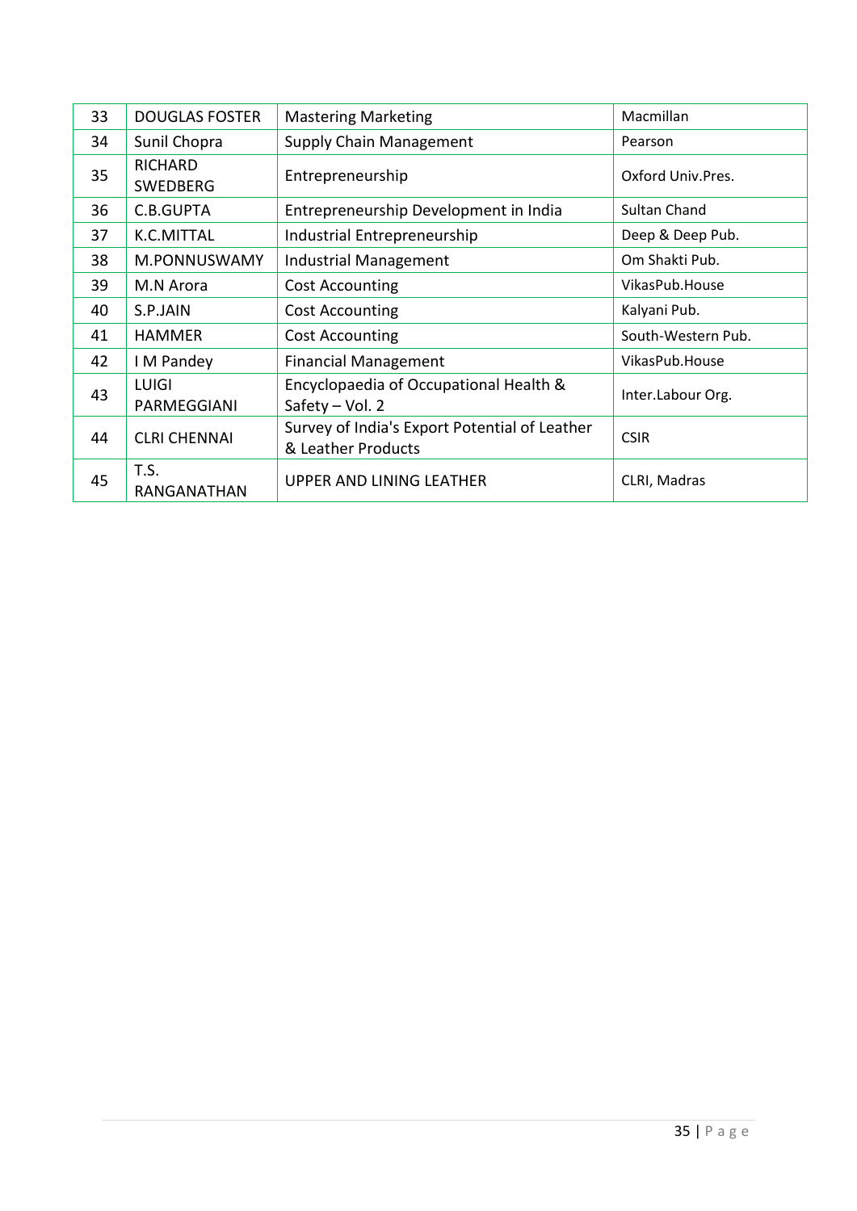| 33 | DOUGLAS FOSTER | Mastering Marketing | Macmillan |
|---|---|---|---|
| 34 | Sunil Chopra | Supply Chain Management | Pearson |
| 35 | RICHARD SWEDBERG | Entrepreneurship | Oxford Univ.Pres. |
| 36 | C.B.GUPTA | Entrepreneurship Development in India | Sultan Chand |
| 37 | K.C.MITTAL | Industrial Entrepreneurship | Deep & Deep Pub. |
| 38 | M.PONNUSWAMY | Industrial Management | Om Shakti Pub. |
| 39 | M.N Arora | Cost Accounting | VikasPub.House |
| 40 | S.P.JAIN | Cost Accounting | Kalyani Pub. |
| 41 | HAMMER | Cost Accounting | South-Western Pub. |
| 42 | I M Pandey | Financial Management | VikasPub.House |
| 43 | LUIGI PARMEGGIANI | Encyclopaedia of Occupational Health & Safety – Vol. 2 | Inter.Labour Org. |
| 44 | CLRI CHENNAI | Survey of India's Export Potential of Leather & Leather Products | CSIR |
| 45 | T.S. RANGANATHAN | UPPER AND LINING LEATHER | CLRI, Madras |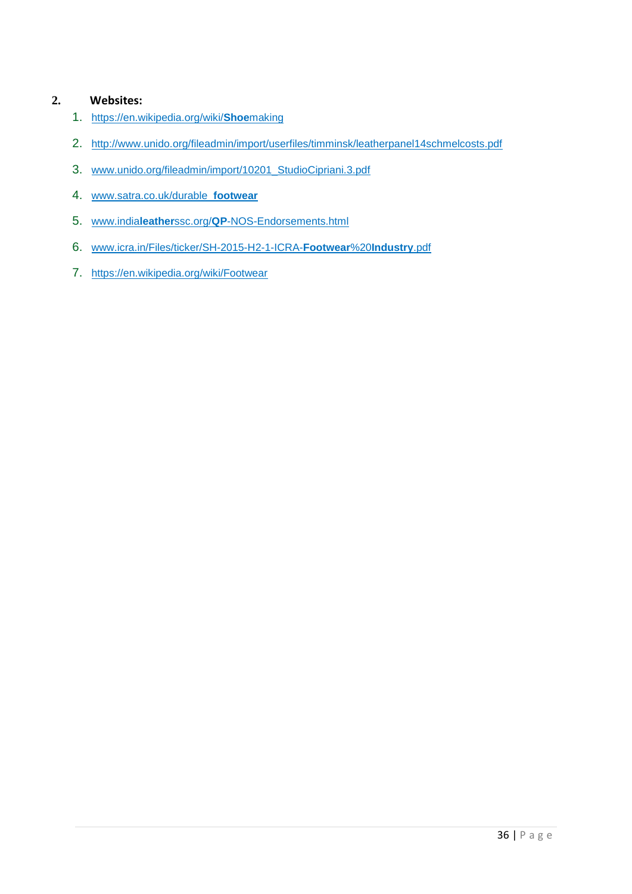## 2. Websites:

1. https://en.wikipedia.org/wiki/**Shoe**making
2. http://www.unido.org/fileadmin/import/userfiles/timminsk/leatherpanel14schmelcosts.pdf
3. www.unido.org/fileadmin/import/10201_StudioCipriani.3.pdf
4. www.satra.co.uk/durable_**footwear**
5. www.india**leather**ssc.org/**QP**-NOS-Endorsements.html
6. www.icra.in/Files/ticker/SH-2015-H2-1-ICRA-**Footwear**%20**Industry**.pdf
7. https://en.wikipedia.org/wiki/Footwear